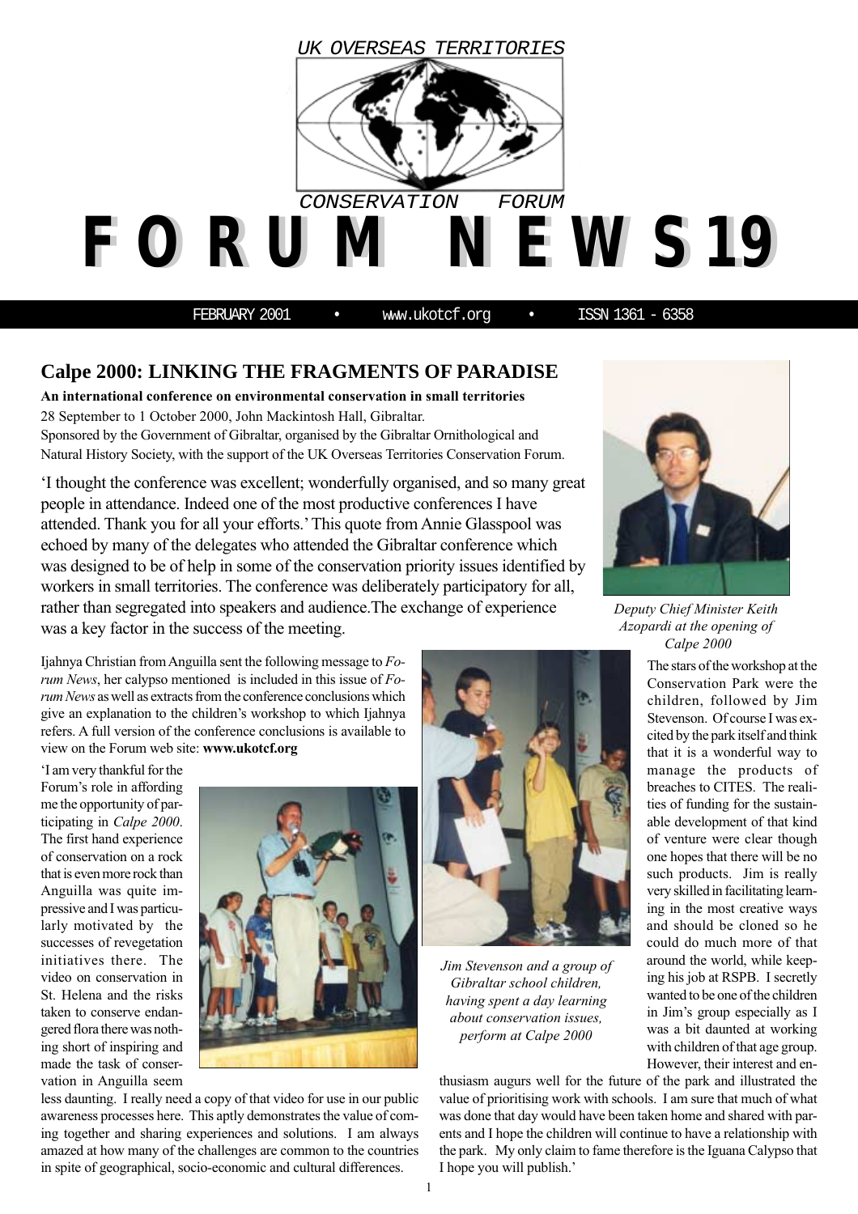UK OVERSEAS TERRITORIES

CONSERVATION FORUM

# FORUM NEWS 19

FEBRUARY 2001 • www.ukotcf.org • ISSN 1361 - 6358

## Calpe 2000: LINKING THE FRAGMENTS OF PARADISE

**An international conference on environmental conservation in small territories**

28 September to 1 October 2000, John Mackintosh Hall, Gibraltar.

Sponsored by the Government of Gibraltar, organised by the Gibraltar Ornithological and Natural History Society, with the support of the UK Overseas Territories Conservation Forum.

'I thought the conference was excellent; wonderfully organised, and so many great people in attendance. Indeed one of the most productive conferences I have attended. Thank you for all your efforts.' This quote from Annie Glasspool was echoed by many of the delegates who attended the Gibraltar conference which was designed to be of help in some of the conservation priority issues identified by workers in small territories. The conference was deliberately participatory for all, rather than segregated into speakers and audience. The exchange of experience was a key factor in the success of the meeting.

*Deputy Chief Minister Keith Azopardi at the opening of Calpe 2000*

Ijahnya Christian from Anguilla sent the following message to *Forum News*, her calypso mentioned is included in this issue of *Forum News* as well as extracts from the conference conclusions which give an explanation to the children's workshop to which Ijahnya refers. A full version of the conference conclusions is available to view on the Forum web site: **www.ukotcf.org**

'I am very thankful for the Forum's role in affording me the opportunity of participating in *Calpe 2000*. The first hand experience of conservation on a rock that is even more rock than Anguilla was quite impressive and I was particularly motivated by the successes of revegetation initiatives there. The video on conservation in St. Helena and the risks taken to conserve endangered flora there was nothing short of inspiring and made the task of conservation in Anguilla seem less daunting. I really need a copy of that video for use in our public awareness processes here. This aptly demonstrates the value of coming together and sharing experiences and solutions. I am always amazed at how many of the challenges are common to the countries in spite of geographical, socio-economic and cultural differences.

*Jim Stevenson and a group of Gibraltar school children, having spent a day learning about conservation issues, perform at Calpe 2000*

The stars of the workshop at the Conservation Park were the children, followed by Jim Stevenson. Of course I was excited by the park itself and think that it is a wonderful way to manage the products of breaches to CITES. The realities of funding for the sustainable development of that kind of venture were clear though one hopes that there will be no such products. Jim is really very skilled in facilitating learning in the most creative ways and should be cloned so he could do much more of that around the world, while keeping his job at RSPB. I secretly wanted to be one of the children in Jim's group especially as I was a bit daunted at working with children of that age group. However, their interest and enthusiasm augurs well for the future of the park and illustrated the value of prioritising work with schools. I am sure that much of what was done that day would have been taken home and shared with parents and I hope the children will continue to have a relationship with the park. My only claim to fame therefore is the Iguana Calypso that I hope you will publish.'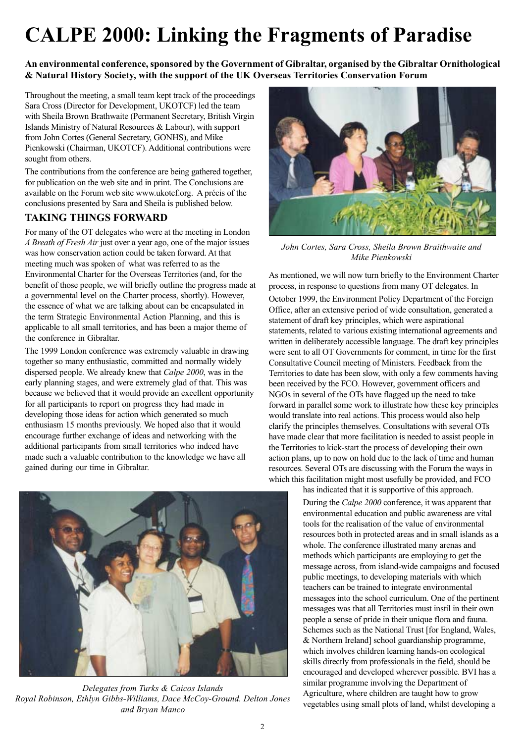# CALPE 2000: Linking the Fragments of Paradise

**An environmental conference, sponsored by the Government of Gibraltar, organised by the Gibraltar Ornithological & Natural History Society, with the support of the UK Overseas Territories Conservation Forum**

Throughout the meeting, a small team kept track of the proceedings Sara Cross (Director for Development, UKOTCF) led the team with Sheila Brown Brathwaite (Permanent Secretary, British Virgin Islands Ministry of Natural Resources & Labour), with support from John Cortes (General Secretary, GONHS), and Mike Pienkowski (Chairman, UKOTCF). Additional contributions were sought from others.

The contributions from the conference are being gathered together, for publication on the web site and in print. The Conclusions are available on the Forum web site www.ukotcf.org. A précis of the conclusions presented by Sara and Sheila is published below.

## TAKING THINGS FORWARD

For many of the OT delegates who were at the meeting in London *A Breath of Fresh Air* just over a year ago, one of the major issues was how conservation action could be taken forward. At that meeting much was spoken of what was referred to as the Environmental Charter for the Overseas Territories (and, for the benefit of those people, we will briefly outline the progress made at a governmental level on the Charter process, shortly). However, the essence of what we are talking about can be encapsulated in the term Strategic Environmental Action Planning, and this is applicable to all small territories, and has been a major theme of the conference in Gibraltar.

The 1999 London conference was extremely valuable in drawing together so many enthusiastic, committed and normally widely dispersed people. We already knew that *Calpe 2000*, was in the early planning stages, and were extremely glad of that. This was because we believed that it would provide an excellent opportunity for all participants to report on progress they had made in developing those ideas for action which generated so much enthusiasm 15 months previously. We hoped also that it would encourage further exchange of ideas and networking with the additional participants from small territories who indeed have made such a valuable contribution to the knowledge we have all gained during our time in Gibraltar.

*John Cortes, Sara Cross, Sheila Brown Braithwaite and Mike Pienkowski*

*Delegates from Turks & Caicos Islands Royal Robinson, Ethlyn Gibbs-Williams, Dace McCoy-Ground. Delton Jones and Bryan Manco*

As mentioned, we will now turn briefly to the Environment Charter process, in response to questions from many OT delegates. In October 1999, the Environment Policy Department of the Foreign Office, after an extensive period of wide consultation, generated a statement of draft key principles, which were aspirational statements, related to various existing international agreements and written in deliberately accessible language. The draft key principles were sent to all OT Governments for comment, in time for the first Consultative Council meeting of Ministers. Feedback from the Territories to date has been slow, with only a few comments having been received by the FCO. However, government officers and NGOs in several of the OTs have flagged up the need to take forward in parallel some work to illustrate how these key principles would translate into real actions. This process would also help clarify the principles themselves. Consultations with several OTs have made clear that more facilitation is needed to assist people in the Territories to kick-start the process of developing their own action plans, up to now on hold due to the lack of time and human resources. Several OTs are discussing with the Forum the ways in which this facilitation might most usefully be provided, and FCO has indicated that it is supportive of this approach.

During the *Calpe 2000* conference, it was apparent that environmental education and public awareness are vital tools for the realisation of the value of environmental resources both in protected areas and in small islands as a whole. The conference illustrated many arenas and methods which participants are employing to get the message across, from island-wide campaigns and focused public meetings, to developing materials with which teachers can be trained to integrate environmental messages into the school curriculum. One of the pertinent messages was that all Territories must instil in their own people a sense of pride in their unique flora and fauna. Schemes such as the National Trust [for England, Wales, & Northern Ireland] school guardianship programme, which involves children learning hands-on ecological skills directly from professionals in the field, should be encouraged and developed wherever possible. BVI has a similar programme involving the Department of Agriculture, where children are taught how to grow vegetables using small plots of land, whilst developing a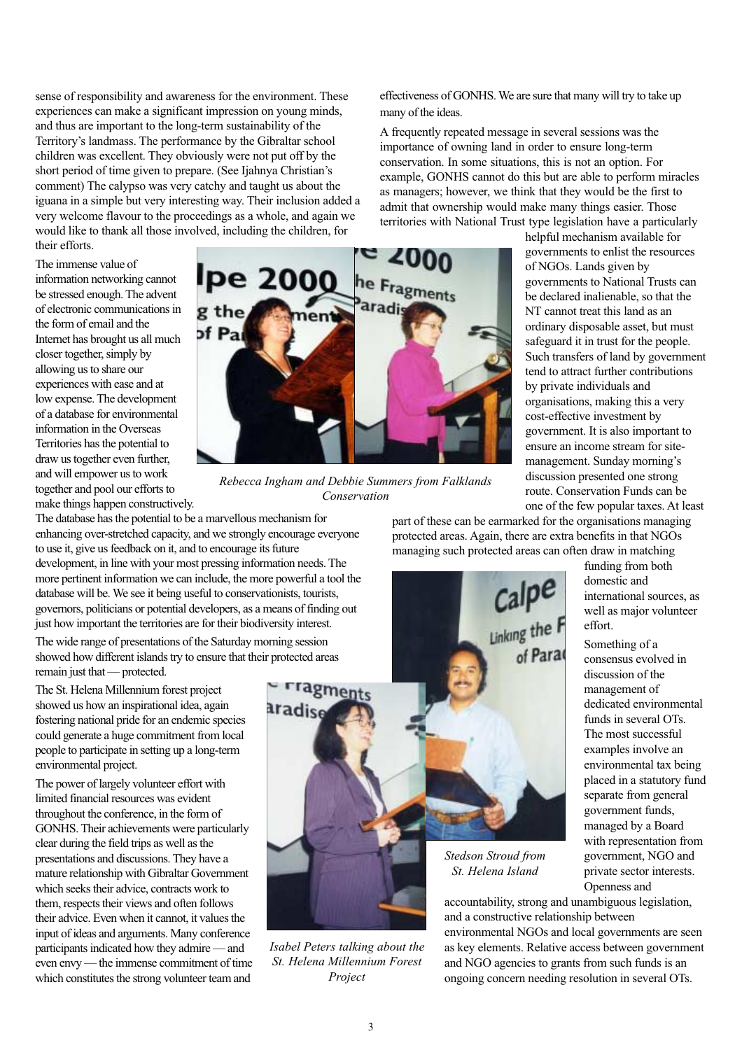sense of responsibility and awareness for the environment. These experiences can make a significant impression on young minds, and thus are important to the long-term sustainability of the Territory's landmass. The performance by the Gibraltar school children was excellent. They obviously were not put off by the short period of time given to prepare. (See Ijahnya Christian's comment) The calypso was very catchy and taught us about the iguana in a simple but very interesting way. Their inclusion added a very welcome flavour to the proceedings as a whole, and again we would like to thank all those involved, including the children, for their efforts.

The immense value of information networking cannot be stressed enough. The advent of electronic communications in the form of email and the Internet has brought us all much closer together, simply by allowing us to share our experiences with ease and at low expense. The development of a database for environmental information in the Overseas Territories has the potential to draw us together even further, and will empower us to work together and pool our efforts to make things happen constructively. The database has the potential to be a marvellous mechanism for enhancing over-stretched capacity, and we strongly encourage everyone to use it, give us feedback on it, and to encourage its future development, in line with your most pressing information needs. The more pertinent information we can include, the more powerful a tool the database will be. We see it being useful to conservationists, tourists, governors, politicians or potential developers, as a means of finding out just how important the territories are for their biodiversity interest.

*Rebecca Ingham and Debbie Summers from Falklands Conservation*

The wide range of presentations of the Saturday morning session showed how different islands try to ensure that their protected areas remain just that — protected.

The St. Helena Millennium forest project showed us how an inspirational idea, again fostering national pride for an endemic species could generate a huge commitment from local people to participate in setting up a long-term environmental project.

The power of largely volunteer effort with limited financial resources was evident throughout the conference, in the form of GONHS. Their achievements were particularly clear during the field trips as well as the presentations and discussions. They have a mature relationship with Gibraltar Government which seeks their advice, contracts work to them, respects their views and often follows their advice. Even when it cannot, it values the input of ideas and arguments. Many conference participants indicated how they admire — and even envy — the immense commitment of time which constitutes the strong volunteer team and effectiveness of GONHS. We are sure that many will try to take up many of the ideas.

*Isabel Peters talking about the St. Helena Millennium Forest Project*

A frequently repeated message in several sessions was the importance of owning land in order to ensure long-term conservation. In some situations, this is not an option. For example, GONHS cannot do this but are able to perform miracles as managers; however, we think that they would be the first to admit that ownership would make many things easier. Those territories with National Trust type legislation have a particularly helpful mechanism available for governments to enlist the resources of NGOs. Lands given by governments to National Trusts can be declared inalienable, so that the NT cannot treat this land as an ordinary disposable asset, but must safeguard it in trust for the people. Such transfers of land by government tend to attract further contributions by private individuals and organisations, making this a very cost-effective investment by government. It is also important to ensure an income stream for site-management. Sunday morning's discussion presented one strong route. Conservation Funds can be one of the few popular taxes. At least part of these can be earmarked for the organisations managing protected areas. Again, there are extra benefits in that NGOs managing such protected areas can often draw in matching funding from both domestic and international sources, as well as major volunteer effort.

*Stedson Stroud from St. Helena Island*

Something of a consensus evolved in discussion of the management of dedicated environmental funds in several OTs. The most successful examples involve an environmental tax being placed in a statutory fund separate from general government funds, managed by a Board with representation from government, NGO and private sector interests. Openness and accountability, strong and unambiguous legislation, and a constructive relationship between environmental NGOs and local governments are seen as key elements. Relative access between government and NGO agencies to grants from such funds is an ongoing concern needing resolution in several OTs.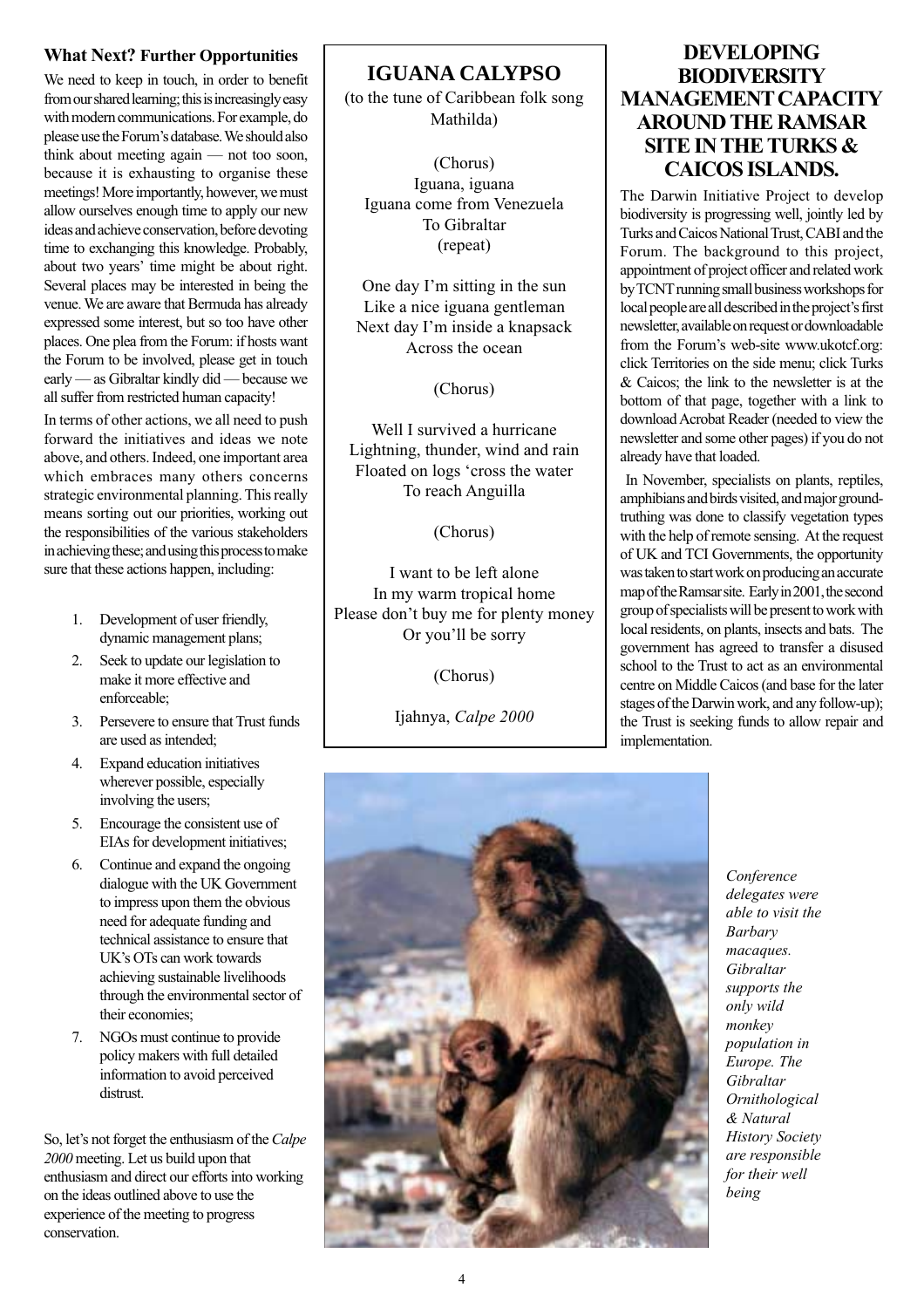### What Next? Further Opportunities

We need to keep in touch, in order to benefit from our shared learning; this is increasingly easy with modern communications. For example, do please use the Forum's database. We should also think about meeting again — not too soon, because it is exhausting to organise these meetings! More importantly, however, we must allow ourselves enough time to apply our new ideas and achieve conservation, before devoting time to exchanging this knowledge. Probably, about two years' time might be about right. Several places may be interested in being the venue. We are aware that Bermuda has already expressed some interest, but so too have other places. One plea from the Forum: if hosts want the Forum to be involved, please get in touch early — as Gibraltar kindly did — because we all suffer from restricted human capacity!

In terms of other actions, we all need to push forward the initiatives and ideas we note above, and others. Indeed, one important area which embraces many others concerns strategic environmental planning. This really means sorting out our priorities, working out the responsibilities of the various stakeholders in achieving these; and using this process to make sure that these actions happen, including:

1. Development of user friendly, dynamic management plans;
2. Seek to update our legislation to make it more effective and enforceable;
3. Persevere to ensure that Trust funds are used as intended;
4. Expand education initiatives wherever possible, especially involving the users;
5. Encourage the consistent use of EIAs for development initiatives;
6. Continue and expand the ongoing dialogue with the UK Government to impress upon them the obvious need for adequate funding and technical assistance to ensure that UK's OTs can work towards achieving sustainable livelihoods through the environmental sector of their economies;
7. NGOs must continue to provide policy makers with full detailed information to avoid perceived distrust.

So, let's not forget the enthusiasm of the *Calpe 2000* meeting. Let us build upon that enthusiasm and direct our efforts into working on the ideas outlined above to use the experience of the meeting to progress conservation.

## IGUANA CALYPSO

(to the tune of Caribbean folk song Mathilda)

(Chorus)
Iguana, iguana
Iguana come from Venezuela
To Gibraltar
(repeat)

One day I'm sitting in the sun
Like a nice iguana gentleman
Next day I'm inside a knapsack
Across the ocean

(Chorus)

Well I survived a hurricane
Lightning, thunder, wind and rain
Floated on logs 'cross the water
To reach Anguilla

(Chorus)

I want to be left alone
In my warm tropical home
Please don't buy me for plenty money
Or you'll be sorry

(Chorus)

Ijahnya, *Calpe 2000*

## DEVELOPING BIODIVERSITY MANAGEMENT CAPACITY AROUND THE RAMSAR SITE IN THE TURKS & CAICOS ISLANDS.

The Darwin Initiative Project to develop biodiversity is progressing well, jointly led by Turks and Caicos National Trust, CABI and the Forum. The background to this project, appointment of project officer and related work by TCNT running small business workshops for local people are all described in the project's first newsletter, available on request or downloadable from the Forum's web-site www.ukotcf.org: click Territories on the side menu; click Turks & Caicos; the link to the newsletter is at the bottom of that page, together with a link to download Acrobat Reader (needed to view the newsletter and some other pages) if you do not already have that loaded.

In November, specialists on plants, reptiles, amphibians and birds visited, and major ground-truthing was done to classify vegetation types with the help of remote sensing. At the request of UK and TCI Governments, the opportunity was taken to start work on producing an accurate map of the Ramsar site. Early in 2001, the second group of specialists will be present to work with local residents, on plants, insects and bats. The government has agreed to transfer a disused school to the Trust to act as an environmental centre on Middle Caicos (and base for the later stages of the Darwin work, and any follow-up); the Trust is seeking funds to allow repair and implementation.

*Conference delegates were able to visit the Barbary macaques. Gibraltar supports the only wild monkey population in Europe. The Gibraltar Ornithological & Natural History Society are responsible for their well being*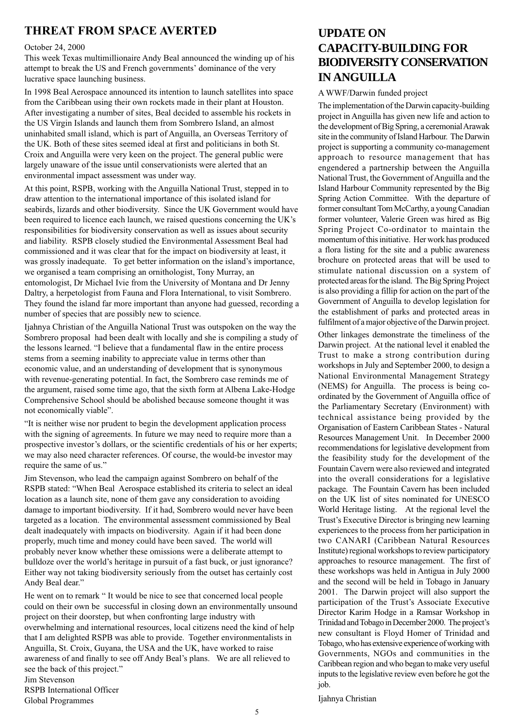## THREAT FROM SPACE AVERTED

October 24, 2000

This week Texas multimillionaire Andy Beal announced the winding up of his attempt to break the US and French governments' dominance of the very lucrative space launching business.

In 1998 Beal Aerospace announced its intention to launch satellites into space from the Caribbean using their own rockets made in their plant at Houston. After investigating a number of sites, Beal decided to assemble his rockets in the US Virgin Islands and launch them from Sombrero Island, an almost uninhabited small island, which is part of Anguilla, an Overseas Territory of the UK. Both of these sites seemed ideal at first and politicians in both St. Croix and Anguilla were very keen on the project. The general public were largely unaware of the issue until conservationists were alerted that an environmental impact assessment was under way.

At this point, RSPB, working with the Anguilla National Trust, stepped in to draw attention to the international importance of this isolated island for seabirds, lizards and other biodiversity. Since the UK Government would have been required to licence each launch, we raised questions concerning the UK's responsibilities for biodiversity conservation as well as issues about security and liability. RSPB closely studied the Environmental Assessment Beal had commissioned and it was clear that for the impact on biodiversity at least, it was grossly inadequate. To get better information on the island's importance, we organised a team comprising an ornithologist, Tony Murray, an entomologist, Dr Michael Ivie from the University of Montana and Dr Jenny Daltry, a herpetologist from Fauna and Flora International, to visit Sombrero. They found the island far more important than anyone had guessed, recording a number of species that are possibly new to science.

Ijahnya Christian of the Anguilla National Trust was outspoken on the way the Sombrero proposal had been dealt with locally and she is compiling a study of the lessons learned. "I believe that a fundamental flaw in the entire process stems from a seeming inability to appreciate value in terms other than economic value, and an understanding of development that is synonymous with revenue-generating potential. In fact, the Sombrero case reminds me of the argument, raised some time ago, that the sixth form at Albena Lake-Hodge Comprehensive School should be abolished because someone thought it was not economically viable".

"It is neither wise nor prudent to begin the development application process with the signing of agreements. In future we may need to require more than a prospective investor's dollars, or the scientific credentials of his or her experts; we may also need character references. Of course, the would-be investor may require the same of us."

Jim Stevenson, who lead the campaign against Sombrero on behalf of the RSPB stated: "When Beal Aerospace established its criteria to select an ideal location as a launch site, none of them gave any consideration to avoiding damage to important biodiversity. If it had, Sombrero would never have been targeted as a location. The environmental assessment commissioned by Beal dealt inadequately with impacts on biodiversity. Again if it had been done properly, much time and money could have been saved. The world will probably never know whether these omissions were a deliberate attempt to bulldoze over the world's heritage in pursuit of a fast buck, or just ignorance? Either way not taking biodiversity seriously from the outset has certainly cost Andy Beal dear."

He went on to remark " It would be nice to see that concerned local people could on their own be successful in closing down an environmentally unsound project on their doorstep, but when confronting large industry with overwhelming and international resources, local citizens need the kind of help that I am delighted RSPB was able to provide. Together environmentalists in Anguilla, St. Croix, Guyana, the USA and the UK, have worked to raise awareness of and finally to see off Andy Beal's plans. We are all relieved to see the back of this project."

Jim Stevenson
RSPB International Officer
Global Programmes

## UPDATE ON CAPACITY-BUILDING FOR BIODIVERSITY CONSERVATION IN ANGUILLA

A WWF/Darwin funded project

The implementation of the Darwin capacity-building project in Anguilla has given new life and action to the development of Big Spring, a ceremonial Arawak site in the community of Island Harbour. The Darwin project is supporting a community co-management approach to resource management that has engendered a partnership between the Anguilla National Trust, the Government of Anguilla and the Island Harbour Community represented by the Big Spring Action Committee. With the departure of former consultant Tom McCarthy, a young Canadian former volunteer, Valerie Green was hired as Big Spring Project Co-ordinator to maintain the momentum of this initiative. Her work has produced a flora listing for the site and a public awareness brochure on protected areas that will be used to stimulate national discussion on a system of protected areas for the island. The Big Spring Project is also providing a fillip for action on the part of the Government of Anguilla to develop legislation for the establishment of parks and protected areas in fulfilment of a major objective of the Darwin project.

Other linkages demonstrate the timeliness of the Darwin project. At the national level it enabled the Trust to make a strong contribution during workshops in July and September 2000, to design a National Environmental Management Strategy (NEMS) for Anguilla. The process is being co-ordinated by the Government of Anguilla office of the Parliamentary Secretary (Environment) with technical assistance being provided by the Organisation of Eastern Caribbean States - Natural Resources Management Unit. In December 2000 recommendations for legislative development from the feasibility study for the development of the Fountain Cavern were also reviewed and integrated into the overall considerations for a legislative package. The Fountain Cavern has been included on the UK list of sites nominated for UNESCO World Heritage listing. At the regional level the Trust's Executive Director is bringing new learning experiences to the process from her participation in two CANARI (Caribbean Natural Resources Institute) regional workshops to review participatory approaches to resource management. The first of these workshops was held in Antigua in July 2000 and the second will be held in Tobago in January 2001. The Darwin project will also support the participation of the Trust's Associate Executive Director Karim Hodge in a Ramsar Workshop in Trinidad and Tobago in December 2000. The project's new consultant is Floyd Homer of Trinidad and Tobago, who has extensive experience of working with Governments, NGOs and communities in the Caribbean region and who began to make very useful inputs to the legislative review even before he got the job.

Ijahnya Christian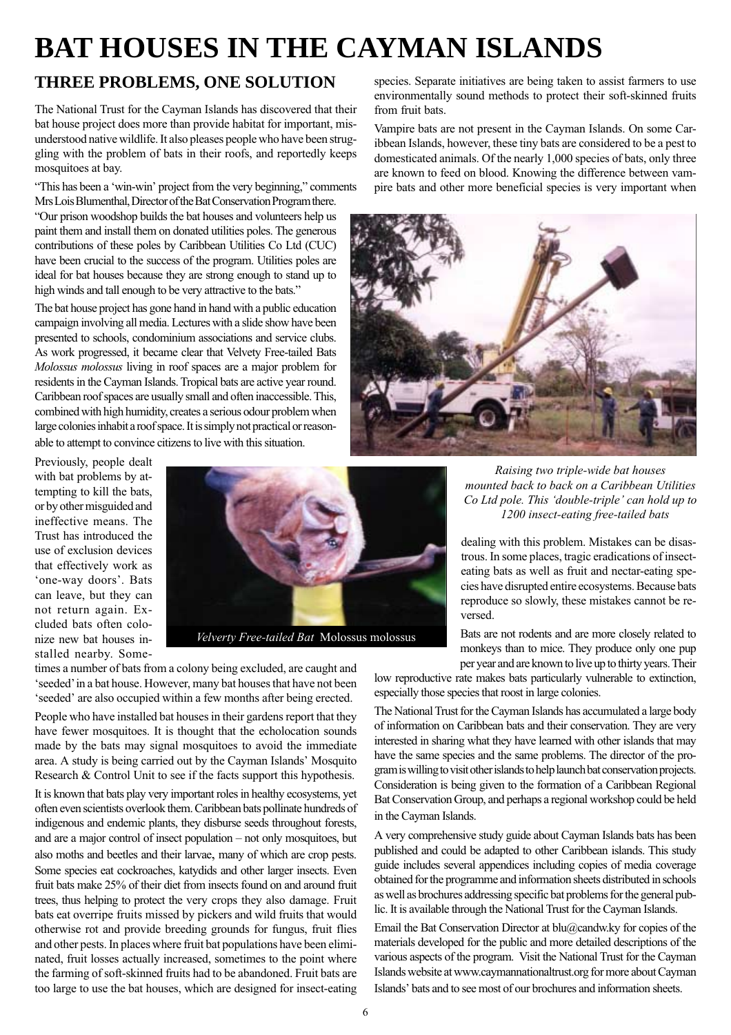# BAT HOUSES IN THE CAYMAN ISLANDS

## THREE PROBLEMS, ONE SOLUTION

The National Trust for the Cayman Islands has discovered that their bat house project does more than provide habitat for important, misunderstood native wildlife. It also pleases people who have been struggling with the problem of bats in their roofs, and reportedly keeps mosquitoes at bay.

"This has been a 'win-win' project from the very beginning," comments Mrs Lois Blumenthal, Director of the Bat Conservation Program there. "Our prison woodshop builds the bat houses and volunteers help us paint them and install them on donated utilities poles. The generous contributions of these poles by Caribbean Utilities Co Ltd (CUC) have been crucial to the success of the program. Utilities poles are ideal for bat houses because they are strong enough to stand up to high winds and tall enough to be very attractive to the bats."

The bat house project has gone hand in hand with a public education campaign involving all media. Lectures with a slide show have been presented to schools, condominium associations and service clubs. As work progressed, it became clear that Velvety Free-tailed Bats *Molossus molossus* living in roof spaces are a major problem for residents in the Cayman Islands. Tropical bats are active year round. Caribbean roof spaces are usually small and often inaccessible. This, combined with high humidity, creates a serious odour problem when large colonies inhabit a roof space. It is simply not practical or reasonable to attempt to convince citizens to live with this situation.

Previously, people dealt with bat problems by attempting to kill the bats, or by other misguided and ineffective means. The Trust has introduced the use of exclusion devices that effectively work as 'one-way doors'. Bats can leave, but they can not return again. Excluded bats often colonize new bat houses installed nearby. Sometimes a number of bats from a colony being excluded, are caught and 'seeded' in a bat house. However, many bat houses that have not been 'seeded' are also occupied within a few months after being erected.

*Velverty Free-tailed Bat* Molossus molossus

People who have installed bat houses in their gardens report that they have fewer mosquitoes. It is thought that the echolocation sounds made by the bats may signal mosquitoes to avoid the immediate area. A study is being carried out by the Cayman Islands' Mosquito Research & Control Unit to see if the facts support this hypothesis.

It is known that bats play very important roles in healthy ecosystems, yet often even scientists overlook them. Caribbean bats pollinate hundreds of indigenous and endemic plants, they disburse seeds throughout forests, and are a major control of insect population – not only mosquitoes, but also moths and beetles and their larvae, many of which are crop pests. Some species eat cockroaches, katydids and other larger insects. Even fruit bats make 25% of their diet from insects found on and around fruit trees, thus helping to protect the very crops they also damage. Fruit bats eat overripe fruits missed by pickers and wild fruits that would otherwise rot and provide breeding grounds for fungus, fruit flies and other pests. In places where fruit bat populations have been eliminated, fruit losses actually increased, sometimes to the point where the farming of soft-skinned fruits had to be abandoned. Fruit bats are too large to use the bat houses, which are designed for insect-eating species. Separate initiatives are being taken to assist farmers to use environmentally sound methods to protect their soft-skinned fruits from fruit bats.

Vampire bats are not present in the Cayman Islands. On some Caribbean Islands, however, these tiny bats are considered to be a pest to domesticated animals. Of the nearly 1,000 species of bats, only three are known to feed on blood. Knowing the difference between vampire bats and other more beneficial species is very important when dealing with this problem. Mistakes can be disastrous. In some places, tragic eradications of insect-eating bats as well as fruit and nectar-eating species have disrupted entire ecosystems. Because bats reproduce so slowly, these mistakes cannot be reversed.

*Raising two triple-wide bat houses mounted back to back on a Caribbean Utilities Co Ltd pole. This 'double-triple' can hold up to 1200 insect-eating free-tailed bats*

Bats are not rodents and are more closely related to monkeys than to mice. They produce only one pup per year and are known to live up to thirty years. Their low reproductive rate makes bats particularly vulnerable to extinction, especially those species that roost in large colonies.

The National Trust for the Cayman Islands has accumulated a large body of information on Caribbean bats and their conservation. They are very interested in sharing what they have learned with other islands that may have the same species and the same problems. The director of the program is willing to visit other islands to help launch bat conservation projects. Consideration is being given to the formation of a Caribbean Regional Bat Conservation Group, and perhaps a regional workshop could be held in the Cayman Islands.

A very comprehensive study guide about Cayman Islands bats has been published and could be adapted to other Caribbean islands. This study guide includes several appendices including copies of media coverage obtained for the programme and information sheets distributed in schools as well as brochures addressing specific bat problems for the general public. It is available through the National Trust for the Cayman Islands.

Email the Bat Conservation Director at blu@candw.ky for copies of the materials developed for the public and more detailed descriptions of the various aspects of the program. Visit the National Trust for the Cayman Islands website at www.caymannationaltrust.org for more about Cayman Islands' bats and to see most of our brochures and information sheets.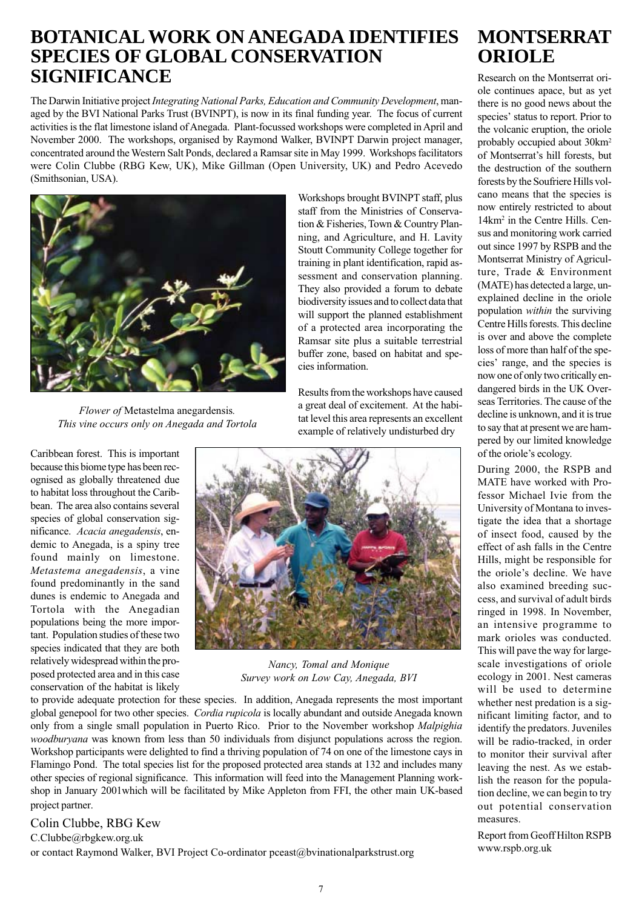# BOTANICAL WORK ON ANEGADA IDENTIFIES SPECIES OF GLOBAL CONSERVATION SIGNIFICANCE

The Darwin Initiative project *Integrating National Parks, Education and Community Development*, managed by the BVI National Parks Trust (BVINPT), is now in its final funding year. The focus of current activities is the flat limestone island of Anegada. Plant-focussed workshops were completed in April and November 2000. The workshops, organised by Raymond Walker, BVINPT Darwin project manager, concentrated around the Western Salt Ponds, declared a Ramsar site in May 1999. Workshops facilitators were Colin Clubbe (RBG Kew, UK), Mike Gillman (Open University, UK) and Pedro Acevedo (Smithsonian, USA).

*Flower of* Metastelma anegardensis*. This vine occurs only on Anegada and Tortola*

Workshops brought BVINPT staff, plus staff from the Ministries of Conservation & Fisheries, Town & Country Planning, and Agriculture, and H. Lavity Stoutt Community College together for training in plant identification, rapid assessment and conservation planning. They also provided a forum to debate biodiversity issues and to collect data that will support the planned establishment of a protected area incorporating the Ramsar site plus a suitable terrestrial buffer zone, based on habitat and species information.

Results from the workshops have caused a great deal of excitement. At the habitat level this area represents an excellent example of relatively undisturbed dry Caribbean forest. This is important because this biome type has been recognised as globally threatened due to habitat loss throughout the Caribbean. The area also contains several species of global conservation significance. *Acacia anegadensis*, endemic to Anegada, is a spiny tree found mainly on limestone. *Metastema anegadensis*, a vine found predominantly in the sand dunes is endemic to Anegada and Tortola with the Anegadian populations being the more important. Population studies of these two species indicated that they are both relatively widespread within the proposed protected area and in this case conservation of the habitat is likely to provide adequate protection for these species. In addition, Anegada represents the most important global genepool for two other species. *Cordia rupicola* is locally abundant and outside Anegada known only from a single small population in Puerto Rico. Prior to the November workshop *Malpighia woodburyana* was known from less than 50 individuals from disjunct populations across the region. Workshop participants were delighted to find a thriving population of 74 on one of the limestone cays in Flamingo Pond. The total species list for the proposed protected area stands at 132 and includes many other species of regional significance. This information will feed into the Management Planning workshop in January 2001which will be facilitated by Mike Appleton from FFI, the other main UK-based project partner.

*Nancy, Tomal and Monique Survey work on Low Cay, Anegada, BVI*

Colin Clubbe, RBG Kew
C.Clubbe@rbgkew.org.uk
or contact Raymond Walker, BVI Project Co-ordinator pceast@bvinationalparkstrust.org

# MONTSERRAT ORIOLE

Research on the Montserrat oriole continues apace, but as yet there is no good news about the species' status to report. Prior to the volcanic eruption, the oriole probably occupied about 30km$^2$ of Montserrat's hill forests, but the destruction of the southern forests by the Soufriere Hills volcano means that the species is now entirely restricted to about 14km$^2$ in the Centre Hills. Census and monitoring work carried out since 1997 by RSPB and the Montserrat Ministry of Agriculture, Trade & Environment (MATE) has detected a large, unexplained decline in the oriole population *within* the surviving Centre Hills forests. This decline is over and above the complete loss of more than half of the species' range, and the species is now one of only two critically endangered birds in the UK Overseas Territories. The cause of the decline is unknown, and it is true to say that at present we are hampered by our limited knowledge of the oriole's ecology.

During 2000, the RSPB and MATE have worked with Professor Michael Ivie from the University of Montana to investigate the idea that a shortage of insect food, caused by the effect of ash falls in the Centre Hills, might be responsible for the oriole's decline. We have also examined breeding success, and survival of adult birds ringed in 1998. In November, an intensive programme to mark orioles was conducted. This will pave the way for large-scale investigations of oriole ecology in 2001. Nest cameras will be used to determine whether nest predation is a significant limiting factor, and to identify the predators. Juveniles will be radio-tracked, in order to monitor their survival after leaving the nest. As we establish the reason for the population decline, we can begin to try out potential conservation measures.

Report from Geoff Hilton RSPB
www.rspb.org.uk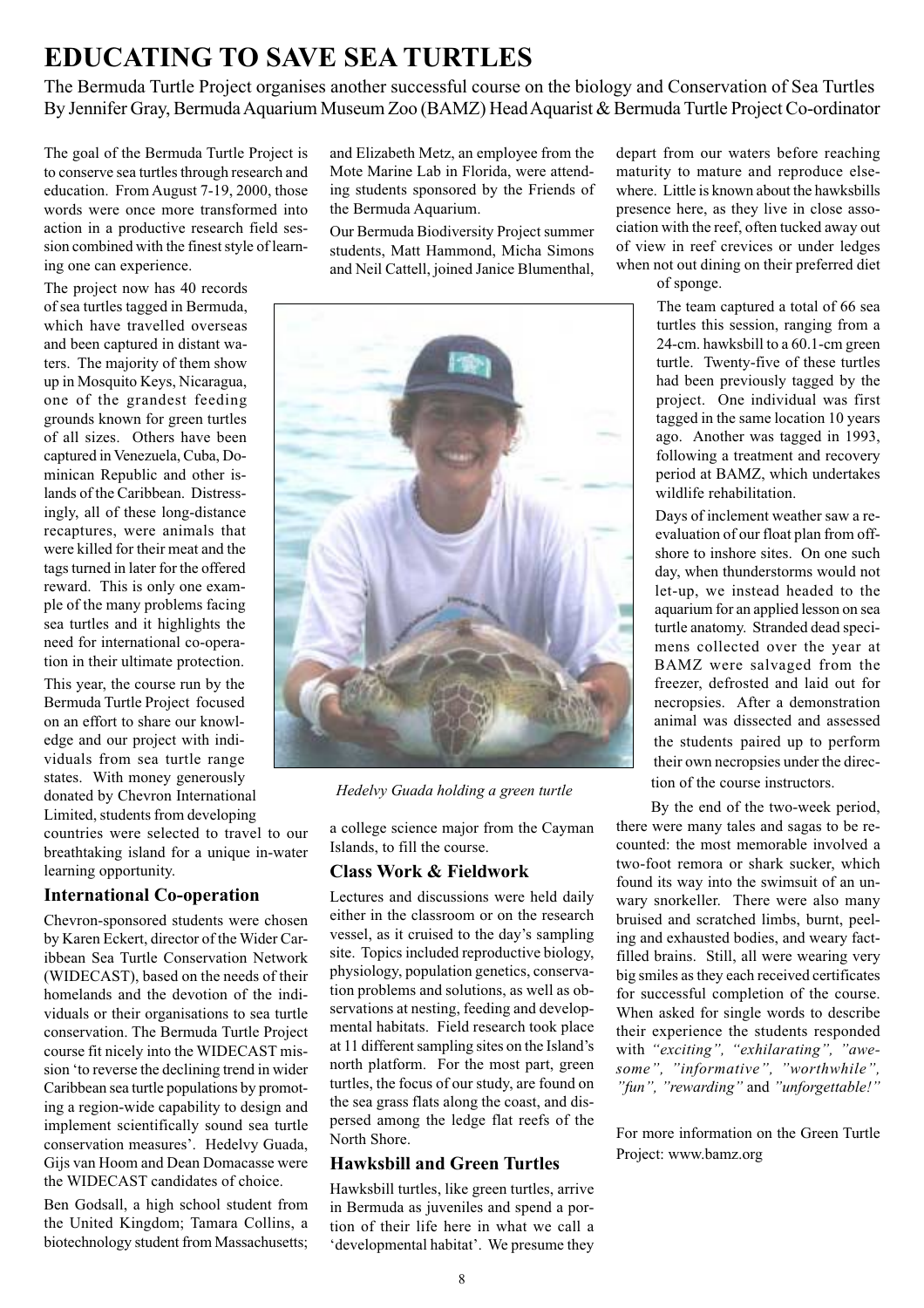# EDUCATING TO SAVE SEA TURTLES

The Bermuda Turtle Project organises another successful course on the biology and Conservation of Sea Turtles
By Jennifer Gray, Bermuda Aquarium Museum Zoo (BAMZ) Head Aquarist & Bermuda Turtle Project Co-ordinator

The goal of the Bermuda Turtle Project is to conserve sea turtles through research and education. From August 7-19, 2000, those words were once more transformed into action in a productive research field session combined with the finest style of learning one can experience.

The project now has 40 records of sea turtles tagged in Bermuda, which have travelled overseas and been captured in distant waters. The majority of them show up in Mosquito Keys, Nicaragua, one of the grandest feeding grounds known for green turtles of all sizes. Others have been captured in Venezuela, Cuba, Dominican Republic and other islands of the Caribbean. Distressingly, all of these long-distance recaptures, were animals that were killed for their meat and the tags turned in later for the offered reward. This is only one example of the many problems facing sea turtles and it highlights the need for international co-operation in their ultimate protection.

This year, the course run by the Bermuda Turtle Project focused on an effort to share our knowledge and our project with individuals from sea turtle range states. With money generously donated by Chevron International Limited, students from developing countries were selected to travel to our breathtaking island for a unique in-water learning opportunity.

### International Co-operation

Chevron-sponsored students were chosen by Karen Eckert, director of the Wider Caribbean Sea Turtle Conservation Network (WIDECAST), based on the needs of their homelands and the devotion of the individuals or their organisations to sea turtle conservation. The Bermuda Turtle Project course fit nicely into the WIDECAST mission 'to reverse the declining trend in wider Caribbean sea turtle populations by promoting a region-wide capability to design and implement scientifically sound sea turtle conservation measures'. Hedelvy Guada, Gijs van Hoom and Dean Domacasse were the WIDECAST candidates of choice.

Ben Godsall, a high school student from the United Kingdom; Tamara Collins, a biotechnology student from Massachusetts; and Elizabeth Metz, an employee from the Mote Marine Lab in Florida, were attending students sponsored by the Friends of the Bermuda Aquarium.

Our Bermuda Biodiversity Project summer students, Matt Hammond, Micha Simons and Neil Cattell, joined Janice Blumenthal, a college science major from the Cayman Islands, to fill the course.

*Hedelvy Guada holding a green turtle*

### Class Work & Fieldwork

Lectures and discussions were held daily either in the classroom or on the research vessel, as it cruised to the day's sampling site. Topics included reproductive biology, physiology, population genetics, conservation problems and solutions, as well as observations at nesting, feeding and developmental habitats. Field research took place at 11 different sampling sites on the Island's north platform. For the most part, green turtles, the focus of our study, are found on the sea grass flats along the coast, and dispersed among the ledge flat reefs of the North Shore.

### Hawksbill and Green Turtles

Hawksbill turtles, like green turtles, arrive in Bermuda as juveniles and spend a portion of their life here in what we call a 'developmental habitat'. We presume they depart from our waters before reaching maturity to mature and reproduce elsewhere. Little is known about the hawksbills presence here, as they live in close association with the reef, often tucked away out of view in reef crevices or under ledges when not out dining on their preferred diet of sponge.

The team captured a total of 66 sea turtles this session, ranging from a 24-cm. hawksbill to a 60.1-cm green turtle. Twenty-five of these turtles had been previously tagged by the project. One individual was first tagged in the same location 10 years ago. Another was tagged in 1993, following a treatment and recovery period at BAMZ, which undertakes wildlife rehabilitation.

Days of inclement weather saw a re-evaluation of our float plan from offshore to inshore sites. On one such day, when thunderstorms would not let-up, we instead headed to the aquarium for an applied lesson on sea turtle anatomy. Stranded dead specimens collected over the year at BAMZ were salvaged from the freezer, defrosted and laid out for necropsies. After a demonstration animal was dissected and assessed the students paired up to perform their own necropsies under the direction of the course instructors.

By the end of the two-week period, there were many tales and sagas to be recounted: the most memorable involved a two-foot remora or shark sucker, which found its way into the swimsuit of an unwary snorkeller. There were also many bruised and scratched limbs, burnt, peeling and exhausted bodies, and weary fact-filled brains. Still, all were wearing very big smiles as they each received certificates for successful completion of the course. When asked for single words to describe their experience the students responded with *"exciting", "exhilarating", "awesome", "informative", "worthwhile", "fun", "rewarding"* and *"unforgettable!"*

For more information on the Green Turtle Project: www.bamz.org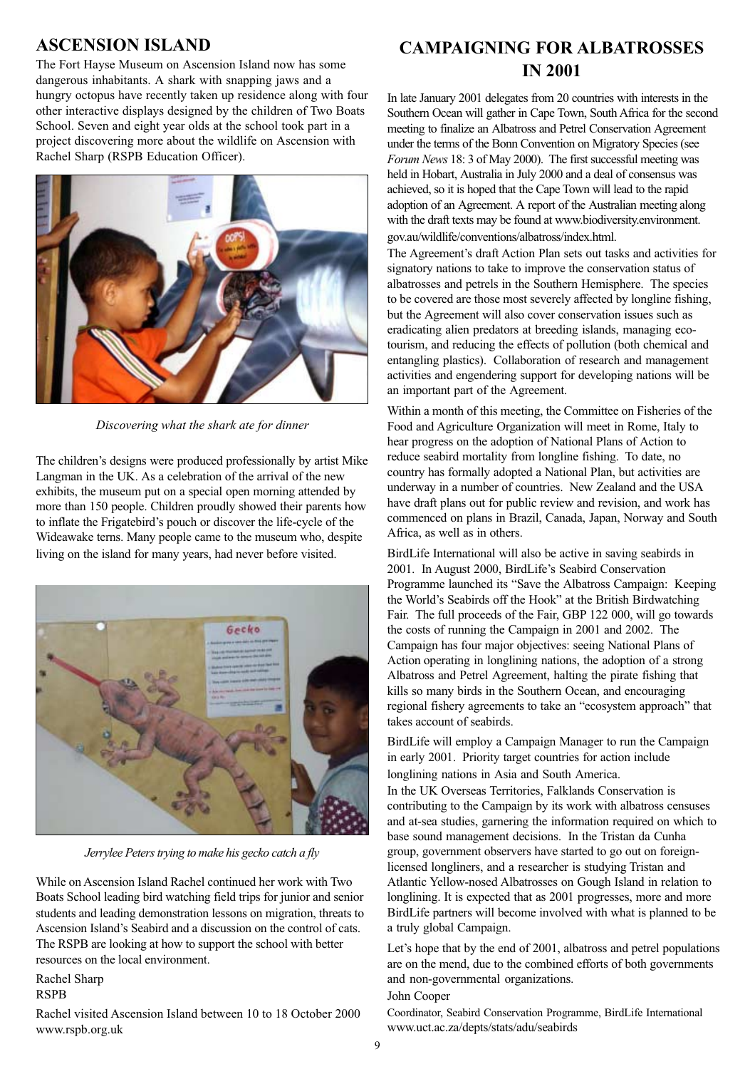## ASCENSION ISLAND

The Fort Hayse Museum on Ascension Island now has some dangerous inhabitants. A shark with snapping jaws and a hungry octopus have recently taken up residence along with four other interactive displays designed by the children of Two Boats School. Seven and eight year olds at the school took part in a project discovering more about the wildlife on Ascension with Rachel Sharp (RSPB Education Officer).

*Discovering what the shark ate for dinner*

The children's designs were produced professionally by artist Mike Langman in the UK. As a celebration of the arrival of the new exhibits, the museum put on a special open morning attended by more than 150 people. Children proudly showed their parents how to inflate the Frigatebird's pouch or discover the life-cycle of the Wideawake terns. Many people came to the museum who, despite living on the island for many years, had never before visited.

*Jerrylee Peters trying to make his gecko catch a fly*

While on Ascension Island Rachel continued her work with Two Boats School leading bird watching field trips for junior and senior students and leading demonstration lessons on migration, threats to Ascension Island's Seabird and a discussion on the control of cats. The RSPB are looking at how to support the school with better resources on the local environment.

Rachel Sharp
RSPB

Rachel visited Ascension Island between 10 to 18 October 2000
www.rspb.org.uk

## CAMPAIGNING FOR ALBATROSSES IN 2001

In late January 2001 delegates from 20 countries with interests in the Southern Ocean will gather in Cape Town, South Africa for the second meeting to finalize an Albatross and Petrel Conservation Agreement under the terms of the Bonn Convention on Migratory Species (see *Forum News* 18: 3 of May 2000). The first successful meeting was held in Hobart, Australia in July 2000 and a deal of consensus was achieved, so it is hoped that the Cape Town will lead to the rapid adoption of an Agreement. A report of the Australian meeting along with the draft texts may be found at www.biodiversity.environment.gov.au/wildlife/conventions/albatross/index.html.

The Agreement's draft Action Plan sets out tasks and activities for signatory nations to take to improve the conservation status of albatrosses and petrels in the Southern Hemisphere. The species to be covered are those most severely affected by longline fishing, but the Agreement will also cover conservation issues such as eradicating alien predators at breeding islands, managing eco-tourism, and reducing the effects of pollution (both chemical and entangling plastics). Collaboration of research and management activities and engendering support for developing nations will be an important part of the Agreement.

Within a month of this meeting, the Committee on Fisheries of the Food and Agriculture Organization will meet in Rome, Italy to hear progress on the adoption of National Plans of Action to reduce seabird mortality from longline fishing. To date, no country has formally adopted a National Plan, but activities are underway in a number of countries. New Zealand and the USA have draft plans out for public review and revision, and work has commenced on plans in Brazil, Canada, Japan, Norway and South Africa, as well as in others.

BirdLife International will also be active in saving seabirds in 2001. In August 2000, BirdLife's Seabird Conservation Programme launched its "Save the Albatross Campaign: Keeping the World's Seabirds off the Hook" at the British Birdwatching Fair. The full proceeds of the Fair, GBP 122 000, will go towards the costs of running the Campaign in 2001 and 2002. The Campaign has four major objectives: seeing National Plans of Action operating in longlining nations, the adoption of a strong Albatross and Petrel Agreement, halting the pirate fishing that kills so many birds in the Southern Ocean, and encouraging regional fishery agreements to take an "ecosystem approach" that takes account of seabirds.

BirdLife will employ a Campaign Manager to run the Campaign in early 2001. Priority target countries for action include longlining nations in Asia and South America.

In the UK Overseas Territories, Falklands Conservation is contributing to the Campaign by its work with albatross censuses and at-sea studies, garnering the information required on which to base sound management decisions. In the Tristan da Cunha group, government observers have started to go out on foreign-licensed longliners, and a researcher is studying Tristan and Atlantic Yellow-nosed Albatrosses on Gough Island in relation to longlining. It is expected that as 2001 progresses, more and more BirdLife partners will become involved with what is planned to be a truly global Campaign.

Let's hope that by the end of 2001, albatross and petrel populations are on the mend, due to the combined efforts of both governments and non-governmental organizations.

John Cooper

Coordinator, Seabird Conservation Programme, BirdLife International
www.uct.ac.za/depts/stats/adu/seabirds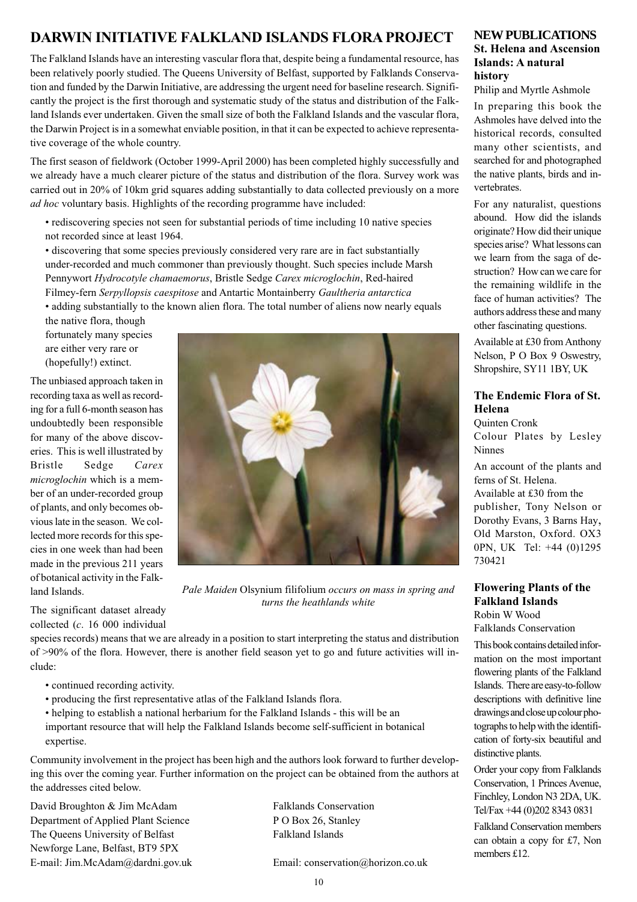## DARWIN INITIATIVE FALKLAND ISLANDS FLORA PROJECT

The Falkland Islands have an interesting vascular flora that, despite being a fundamental resource, has been relatively poorly studied. The Queens University of Belfast, supported by Falklands Conservation and funded by the Darwin Initiative, are addressing the urgent need for baseline research. Significantly the project is the first thorough and systematic study of the status and distribution of the Falkland Islands ever undertaken. Given the small size of both the Falkland Islands and the vascular flora, the Darwin Project is in a somewhat enviable position, in that it can be expected to achieve representative coverage of the whole country.

The first season of fieldwork (October 1999-April 2000) has been completed highly successfully and we already have a much clearer picture of the status and distribution of the flora. Survey work was carried out in 20% of 10km grid squares adding substantially to data collected previously on a more *ad hoc* voluntary basis. Highlights of the recording programme have included:

- rediscovering species not seen for substantial periods of time including 10 native species not recorded since at least 1964.
- discovering that some species previously considered very rare are in fact substantially under-recorded and much commoner than previously thought. Such species include Marsh Pennywort *Hydrocotyle chamaemorus*, Bristle Sedge *Carex microglochin*, Red-haired Filmey-fern *Serpyllopsis caespitose* and Antartic Montainberry *Gaultheria antarctica*
- adding substantially to the known alien flora. The total number of aliens now nearly equals the native flora, though fortunately many species are either very rare or (hopefully!) extinct.

The unbiased approach taken in recording taxa as well as recording for a full 6-month season has undoubtedly been responsible for many of the above discoveries. This is well illustrated by Bristle Sedge *Carex microglochin* which is a member of an under-recorded group of plants, and only becomes obvious late in the season. We collected more records for this species in one week than had been made in the previous 211 years of botanical activity in the Falkland Islands.

*Pale Maiden* Olsynium filifolium *occurs on mass in spring and turns the heathlands white*

The significant dataset already collected (*c*. 16 000 individual species records) means that we are already in a position to start interpreting the status and distribution of >90% of the flora. However, there is another field season yet to go and future activities will include:

- continued recording activity.
- producing the first representative atlas of the Falkland Islands flora.
- helping to establish a national herbarium for the Falkland Islands - this will be an important resource that will help the Falkland Islands become self-sufficient in botanical expertise.

Community involvement in the project has been high and the authors look forward to further developing this over the coming year. Further information on the project can be obtained from the authors at the addresses cited below.

David Broughton & Jim McAdam
Department of Applied Plant Science
The Queens University of Belfast
Newforge Lane, Belfast, BT9 5PX
E-mail: Jim.McAdam@dardni.gov.uk

Falklands Conservation
P O Box 26, Stanley
Falkland Islands

Email: conservation@horizon.co.uk

## NEW PUBLICATIONS

### St. Helena and Ascension Islands: A natural history

Philip and Myrtle Ashmole

In preparing this book the Ashmoles have delved into the historical records, consulted many other scientists, and searched for and photographed the native plants, birds and invertebrates.

For any naturalist, questions abound. How did the islands originate? How did their unique species arise? What lessons can we learn from the saga of destruction? How can we care for the remaining wildlife in the face of human activities? The authors address these and many other fascinating questions.

Available at £30 from Anthony Nelson, P O Box 9 Oswestry, Shropshire, SY11 1BY, UK

### The Endemic Flora of St. Helena

Quinten Cronk
Colour Plates by Lesley Ninnes

An account of the plants and ferns of St. Helena.
Available at £30 from the publisher, Tony Nelson or Dorothy Evans, 3 Barns Hay, Old Marston, Oxford. OX3 0PN, UK Tel: +44 (0)1295 730421

### Flowering Plants of the Falkland Islands

Robin W Wood
Falklands Conservation

This book contains detailed information on the most important flowering plants of the Falkland Islands. There are easy-to-follow descriptions with definitive line drawings and close up colour photographs to help with the identification of forty-six beautiful and distinctive plants.

Order your copy from Falklands Conservation, 1 Princes Avenue, Finchley, London N3 2DA, UK. Tel/Fax +44 (0)202 8343 0831

Falkland Conservation members can obtain a copy for £7, Non members £12.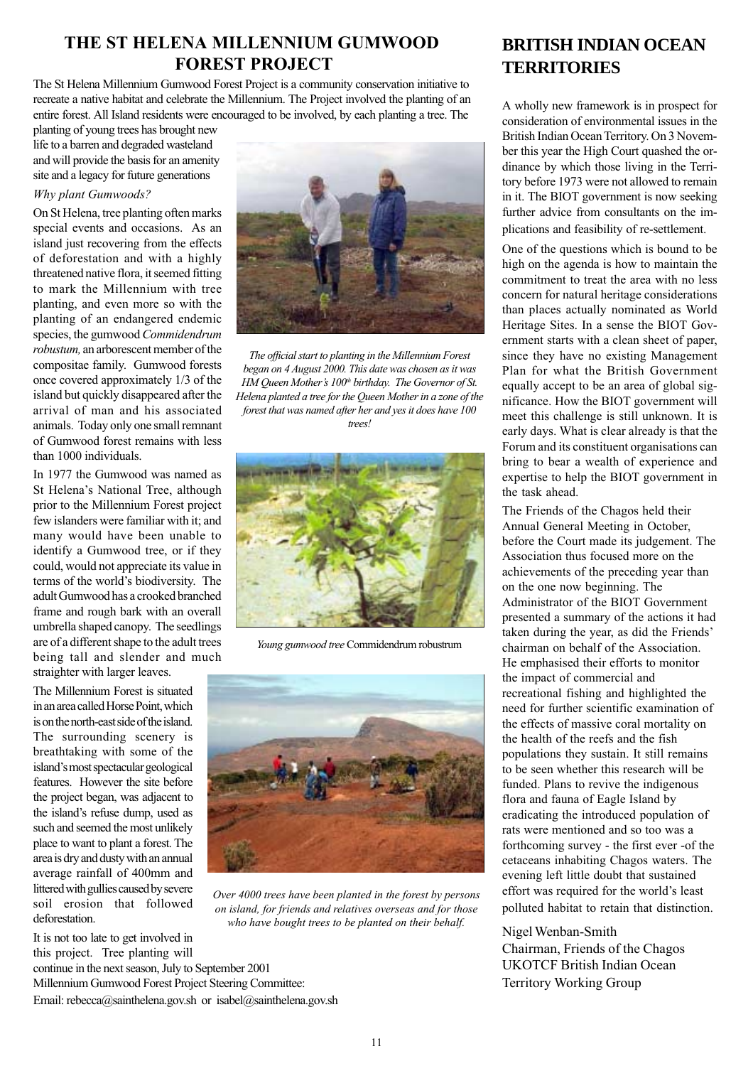## THE ST HELENA MILLENNIUM GUMWOOD FOREST PROJECT

The St Helena Millennium Gumwood Forest Project is a community conservation initiative to recreate a native habitat and celebrate the Millennium. The Project involved the planting of an entire forest. All Island residents were encouraged to be involved, by each planting a tree. The planting of young trees has brought new life to a barren and degraded wasteland and will provide the basis for an amenity site and a legacy for future generations

*Why plant Gumwoods?*

On St Helena, tree planting often marks special events and occasions. As an island just recovering from the effects of deforestation and with a highly threatened native flora, it seemed fitting to mark the Millennium with tree planting, and even more so with the planting of an endangered endemic species, the gumwood *Commidendrum robustum,* an arborescent member of the compositae family. Gumwood forests once covered approximately 1/3 of the island but quickly disappeared after the arrival of man and his associated animals. Today only one small remnant of Gumwood forest remains with less than 1000 individuals.

In 1977 the Gumwood was named as St Helena's National Tree, although prior to the Millennium Forest project few islanders were familiar with it; and many would have been unable to identify a Gumwood tree, or if they could, would not appreciate its value in terms of the world's biodiversity. The adult Gumwood has a crooked branched frame and rough bark with an overall umbrella shaped canopy. The seedlings are of a different shape to the adult trees being tall and slender and much straighter with larger leaves.

The Millennium Forest is situated in an area called Horse Point, which is on the north-east side of the island. The surrounding scenery is breathtaking with some of the island's most spectacular geological features. However the site before the project began, was adjacent to the island's refuse dump, used as such and seemed the most unlikely place to want to plant a forest. The area is dry and dusty with an annual average rainfall of 400mm and littered with gullies caused by severe soil erosion that followed deforestation.

It is not too late to get involved in this project. Tree planting will continue in the next season, July to September 2001

Millennium Gumwood Forest Project Steering Committee:

Email: rebecca@sainthelena.gov.sh or isabel@sainthelena.gov.sh

*The official start to planting in the Millennium Forest began on 4 August 2000. This date was chosen as it was HM Queen Mother's 100th birthday. The Governor of St. Helena planted a tree for the Queen Mother in a zone of the forest that was named after her and yes it does have 100 trees!*

*Young gumwood tree* Commidendrum robustrum

*Over 4000 trees have been planted in the forest by persons on island, for friends and relatives overseas and for those who have bought trees to be planted on their behalf.*

## BRITISH INDIAN OCEAN TERRITORIES

A wholly new framework is in prospect for consideration of environmental issues in the British Indian Ocean Territory. On 3 November this year the High Court quashed the ordinance by which those living in the Territory before 1973 were not allowed to remain in it. The BIOT government is now seeking further advice from consultants on the implications and feasibility of re-settlement.

One of the questions which is bound to be high on the agenda is how to maintain the commitment to treat the area with no less concern for natural heritage considerations than places actually nominated as World Heritage Sites. In a sense the BIOT Government starts with a clean sheet of paper, since they have no existing Management Plan for what the British Government equally accept to be an area of global significance. How the BIOT government will meet this challenge is still unknown. It is early days. What is clear already is that the Forum and its constituent organisations can bring to bear a wealth of experience and expertise to help the BIOT government in the task ahead.

The Friends of the Chagos held their Annual General Meeting in October, before the Court made its judgement. The Association thus focused more on the achievements of the preceding year than on the one now beginning. The Administrator of the BIOT Government presented a summary of the actions it had taken during the year, as did the Friends' chairman on behalf of the Association. He emphasised their efforts to monitor the impact of commercial and recreational fishing and highlighted the need for further scientific examination of the effects of massive coral mortality on the health of the reefs and the fish populations they sustain. It still remains to be seen whether this research will be funded. Plans to revive the indigenous flora and fauna of Eagle Island by eradicating the introduced population of rats were mentioned and so too was a forthcoming survey - the first ever -of the cetaceans inhabiting Chagos waters. The evening left little doubt that sustained effort was required for the world's least polluted habitat to retain that distinction.

Nigel Wenban-Smith
Chairman, Friends of the Chagos
UKOTCF British Indian Ocean Territory Working Group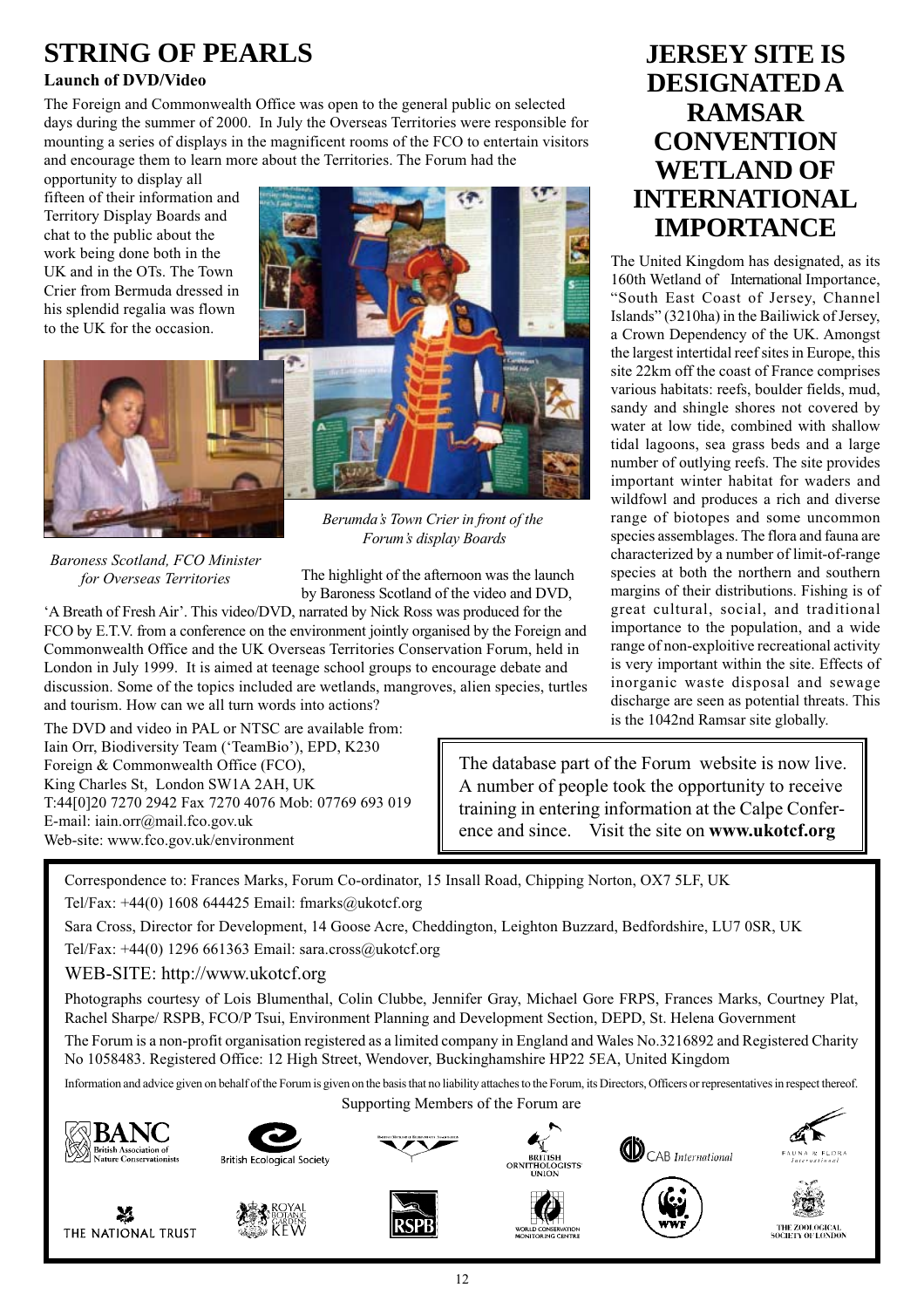# STRING OF PEARLS

**Launch of DVD/Video**

The Foreign and Commonwealth Office was open to the general public on selected days during the summer of 2000. In July the Overseas Territories were responsible for mounting a series of displays in the magnificent rooms of the FCO to entertain visitors and encourage them to learn more about the Territories. The Forum had the opportunity to display all fifteen of their information and Territory Display Boards and chat to the public about the work being done both in the UK and in the OTs. The Town Crier from Bermuda dressed in his splendid regalia was flown to the UK for the occasion.

*Baroness Scotland, FCO Minister for Overseas Territories*

*Berumda's Town Crier in front of the Forum's display Boards*

The highlight of the afternoon was the launch by Baroness Scotland of the video and DVD, 'A Breath of Fresh Air'. This video/DVD, narrated by Nick Ross was produced for the FCO by E.T.V. from a conference on the environment jointly organised by the Foreign and Commonwealth Office and the UK Overseas Territories Conservation Forum, held in London in July 1999. It is aimed at teenage school groups to encourage debate and discussion. Some of the topics included are wetlands, mangroves, alien species, turtles and tourism. How can we all turn words into actions?

The DVD and video in PAL or NTSC are available from:
Iain Orr, Biodiversity Team ('TeamBio'), EPD, K230
Foreign & Commonwealth Office (FCO),
King Charles St, London SW1A 2AH, UK
T:44[0]20 7270 2942 Fax 7270 4076 Mob: 07769 693 019
E-mail: iain.orr@mail.fco.gov.uk
Web-site: www.fco.gov.uk/environment

# JERSEY SITE IS DESIGNATED A RAMSAR CONVENTION WETLAND OF INTERNATIONAL IMPORTANCE

The United Kingdom has designated, as its 160th Wetland of International Importance, "South East Coast of Jersey, Channel Islands" (3210ha) in the Bailiwick of Jersey, a Crown Dependency of the UK. Amongst the largest intertidal reef sites in Europe, this site 22km off the coast of France comprises various habitats: reefs, boulder fields, mud, sandy and shingle shores not covered by water at low tide, combined with shallow tidal lagoons, sea grass beds and a large number of outlying reefs. The site provides important winter habitat for waders and wildfowl and produces a rich and diverse range of biotopes and some uncommon species assemblages. The flora and fauna are characterized by a number of limit-of-range species at both the northern and southern margins of their distributions. Fishing is of great cultural, social, and traditional importance to the population, and a wide range of non-exploitive recreational activity is very important within the site. Effects of inorganic waste disposal and sewage discharge are seen as potential threats. This is the 1042nd Ramsar site globally.

The database part of the Forum website is now live. A number of people took the opportunity to receive training in entering information at the Calpe Conference and since. Visit the site on **www.ukotcf.org**

Correspondence to: Frances Marks, Forum Co-ordinator, 15 Insall Road, Chipping Norton, OX7 5LF, UK
Tel/Fax: +44(0) 1608 644425 Email: fmarks@ukotcf.org

Sara Cross, Director for Development, 14 Goose Acre, Cheddington, Leighton Buzzard, Bedfordshire, LU7 0SR, UK
Tel/Fax: +44(0) 1296 661363 Email: sara.cross@ukotcf.org

WEB-SITE: http://www.ukotcf.org

Photographs courtesy of Lois Blumenthal, Colin Clubbe, Jennifer Gray, Michael Gore FRPS, Frances Marks, Courtney Plat, Rachel Sharpe/ RSPB, FCO/P Tsui, Environment Planning and Development Section, DEPD, St. Helena Government

The Forum is a non-profit organisation registered as a limited company in England and Wales No.3216892 and Registered Charity No 1058483. Registered Office: 12 High Street, Wendover, Buckinghamshire HP22 5EA, United Kingdom

Information and advice given on behalf of the Forum is given on the basis that no liability attaches to the Forum, its Directors, Officers or representatives in respect thereof.

Supporting Members of the Forum are

BANC British Association of Nature Conservationists
British Ecological Society
British Ornithologists' Union
CAB International
Fauna & Flora International
The National Trust
Royal Botanic Gardens Kew
RSPB
World Conservation Monitoring Centre
WWF
The Zoological Society of London